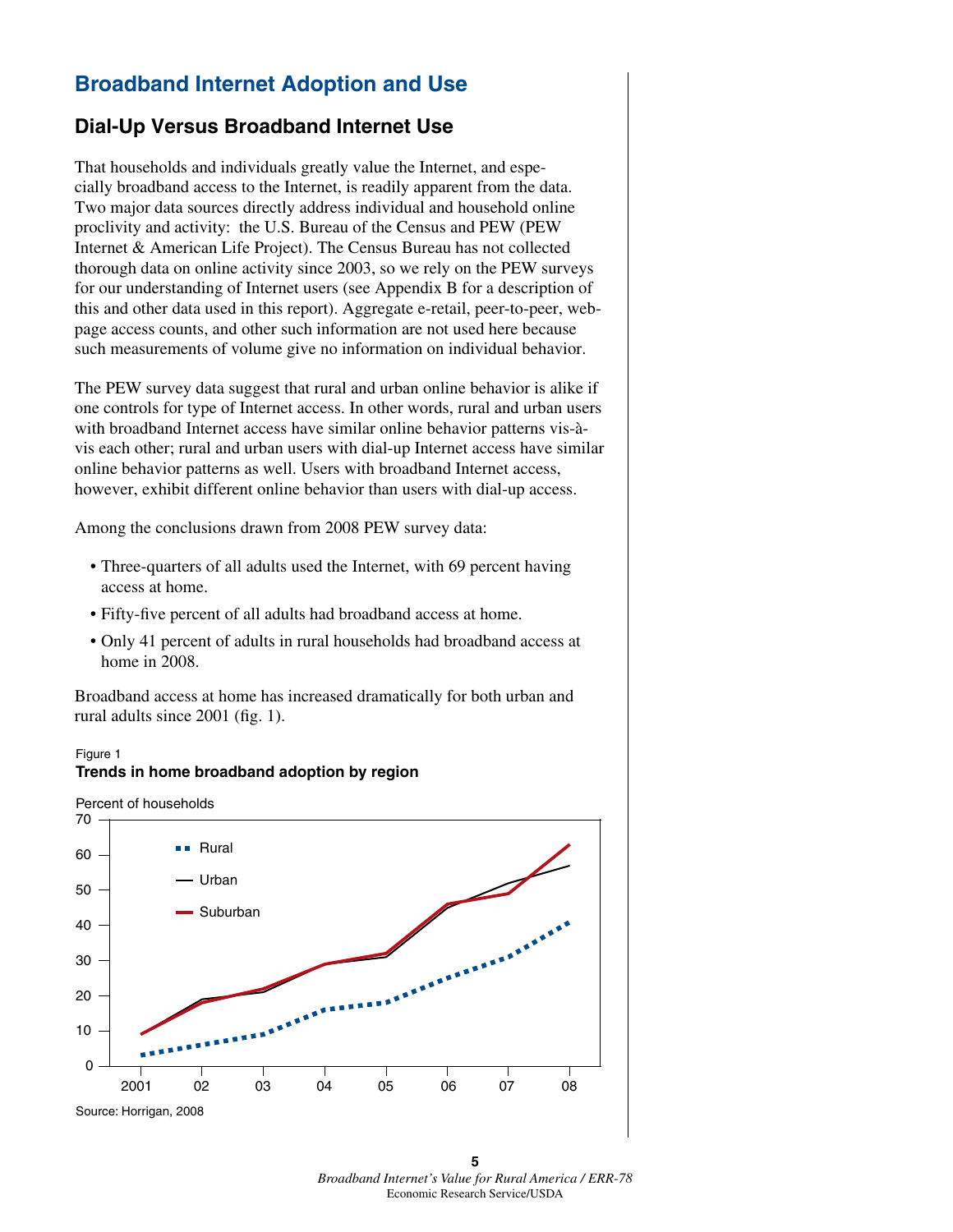# Broadband Internet Adoption and Use

## Dial-Up Versus Broadband Internet Use

That households and individuals greatly value the Internet, and especially broadband access to the Internet, is readily apparent from the data. Two major data sources directly address individual and household online proclivity and activity: the U.S. Bureau of the Census and PEW (PEW Internet & American Life Project). The Census Bureau has not collected thorough data on online activity since 2003, so we rely on the PEW surveys for our understanding of Internet users (see Appendix B for a description of this and other data used in this report). Aggregate e-retail, peer-to-peer, web-page access counts, and other such information are not used here because such measurements of volume give no information on individual behavior.

The PEW survey data suggest that rural and urban online behavior is alike if one controls for type of Internet access. In other words, rural and urban users with broadband Internet access have similar online behavior patterns vis-à-vis each other; rural and urban users with dial-up Internet access have similar online behavior patterns as well. Users with broadband Internet access, however, exhibit different online behavior than users with dial-up access.

Among the conclusions drawn from 2008 PEW survey data:

- Three-quarters of all adults used the Internet, with 69 percent having access at home.
- Fifty-five percent of all adults had broadband access at home.
- Only 41 percent of adults in rural households had broadband access at home in 2008.

Broadband access at home has increased dramatically for both urban and rural adults since 2001 (fig. 1).

Figure 1
**Trends in home broadband adoption by region**

Source: Horrigan, 2008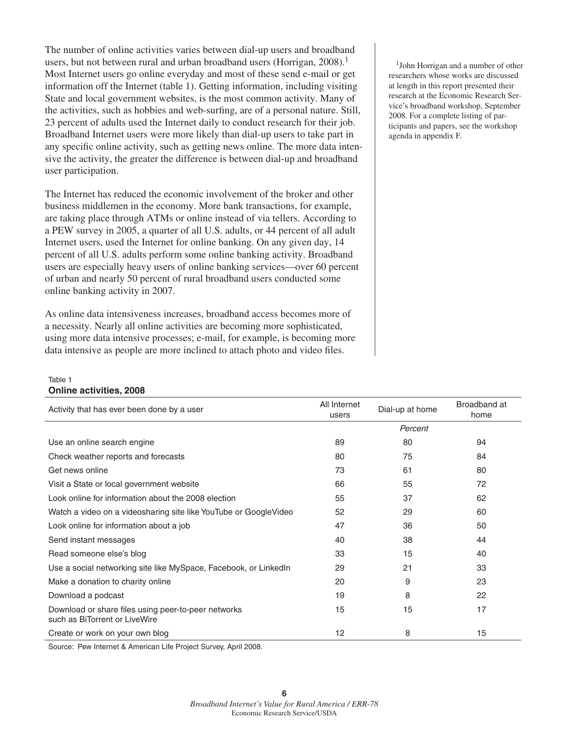The number of online activities varies between dial-up users and broadband users, but not between rural and urban broadband users (Horrigan, 2008).[1] Most Internet users go online everyday and most of these send e-mail or get information off the Internet (table 1). Getting information, including visiting State and local government websites, is the most common activity. Many of the activities, such as hobbies and web-surfing, are of a personal nature. Still, 23 percent of adults used the Internet daily to conduct research for their job. Broadband Internet users were more likely than dial-up users to take part in any specific online activity, such as getting news online. The more data intensive the activity, the greater the difference is between dial-up and broadband user participation.

The Internet has reduced the economic involvement of the broker and other business middlemen in the economy. More bank transactions, for example, are taking place through ATMs or online instead of via tellers. According to a PEW survey in 2005, a quarter of all U.S. adults, or 44 percent of all adult Internet users, used the Internet for online banking. On any given day, 14 percent of all U.S. adults perform some online banking activity. Broadband users are especially heavy users of online banking services—over 60 percent of urban and nearly 50 percent of rural broadband users conducted some online banking activity in 2007.

As online data intensiveness increases, broadband access becomes more of a necessity. Nearly all online activities are becoming more sophisticated, using more data intensive processes; e-mail, for example, is becoming more data intensive as people are more inclined to attach photo and video files.

[1]John Horrigan and a number of other researchers whose works are discussed at length in this report presented their research at the Economic Research Service's broadband workshop, September 2008. For a complete listing of participants and papers, see the workshop agenda in appendix F.

Table 1
**Online activities, 2008**

| Activity that has ever been done by a user | All Internet users | Dial-up at home | Broadband at home |
|---|---|---|---|
| | | *Percent* | |
| Use an online search engine | 89 | 80 | 94 |
| Check weather reports and forecasts | 80 | 75 | 84 |
| Get news online | 73 | 61 | 80 |
| Visit a State or local government website | 66 | 55 | 72 |
| Look online for information about the 2008 election | 55 | 37 | 62 |
| Watch a video on a videosharing site like YouTube or GoogleVideo | 52 | 29 | 60 |
| Look online for information about a job | 47 | 36 | 50 |
| Send instant messages | 40 | 38 | 44 |
| Read someone else's blog | 33 | 15 | 40 |
| Use a social networking site like MySpace, Facebook, or LinkedIn | 29 | 21 | 33 |
| Make a donation to charity online | 20 | 9 | 23 |
| Download a podcast | 19 | 8 | 22 |
| Download or share files using peer-to-peer networks such as BiTorrent or LiveWire | 15 | 15 | 17 |
| Create or work on your own blog | 12 | 8 | 15 |

Source: Pew Internet & American Life Project Survey, April 2008.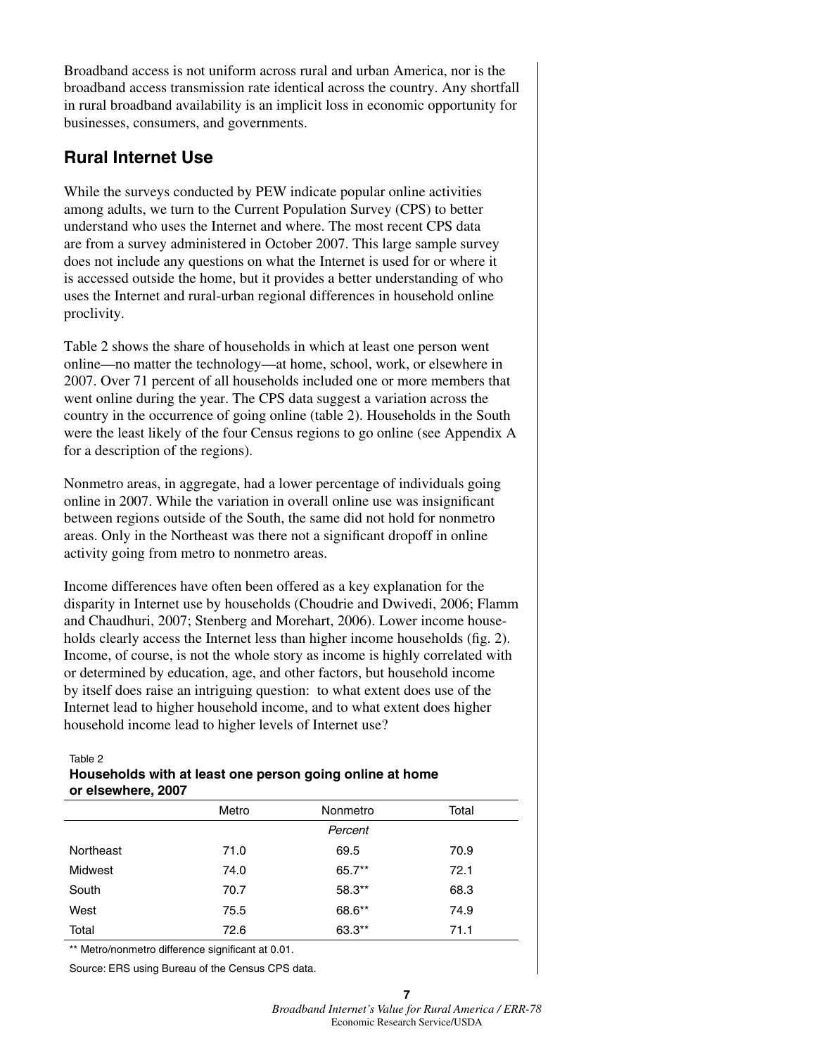Broadband access is not uniform across rural and urban America, nor is the broadband access transmission rate identical across the country. Any shortfall in rural broadband availability is an implicit loss in economic opportunity for businesses, consumers, and governments.

## Rural Internet Use

While the surveys conducted by PEW indicate popular online activities among adults, we turn to the Current Population Survey (CPS) to better understand who uses the Internet and where. The most recent CPS data are from a survey administered in October 2007. This large sample survey does not include any questions on what the Internet is used for or where it is accessed outside the home, but it provides a better understanding of who uses the Internet and rural-urban regional differences in household online proclivity.

Table 2 shows the share of households in which at least one person went online—no matter the technology—at home, school, work, or elsewhere in 2007. Over 71 percent of all households included one or more members that went online during the year. The CPS data suggest a variation across the country in the occurrence of going online (table 2). Households in the South were the least likely of the four Census regions to go online (see Appendix A for a description of the regions).

Nonmetro areas, in aggregate, had a lower percentage of individuals going online in 2007. While the variation in overall online use was insignificant between regions outside of the South, the same did not hold for nonmetro areas. Only in the Northeast was there not a significant dropoff in online activity going from metro to nonmetro areas.

Income differences have often been offered as a key explanation for the disparity in Internet use by households (Choudrie and Dwivedi, 2006; Flamm and Chaudhuri, 2007; Stenberg and Morehart, 2006). Lower income households clearly access the Internet less than higher income households (fig. 2). Income, of course, is not the whole story as income is highly correlated with or determined by education, age, and other factors, but household income by itself does raise an intriguing question: to what extent does use of the Internet lead to higher household income, and to what extent does higher household income lead to higher levels of Internet use?

Table 2
**Households with at least one person going online at home or elsewhere, 2007**

| | Metro | Nonmetro | Total |
|---|---|---|---|
| | | *Percent* | |
| Northeast | 71.0 | 69.5 | 70.9 |
| Midwest | 74.0 | 65.7** | 72.1 |
| South | 70.7 | 58.3** | 68.3 |
| West | 75.5 | 68.6** | 74.9 |
| Total | 72.6 | 63.3** | 71.1 |

** Metro/nonmetro difference significant at 0.01.

Source: ERS using Bureau of the Census CPS data.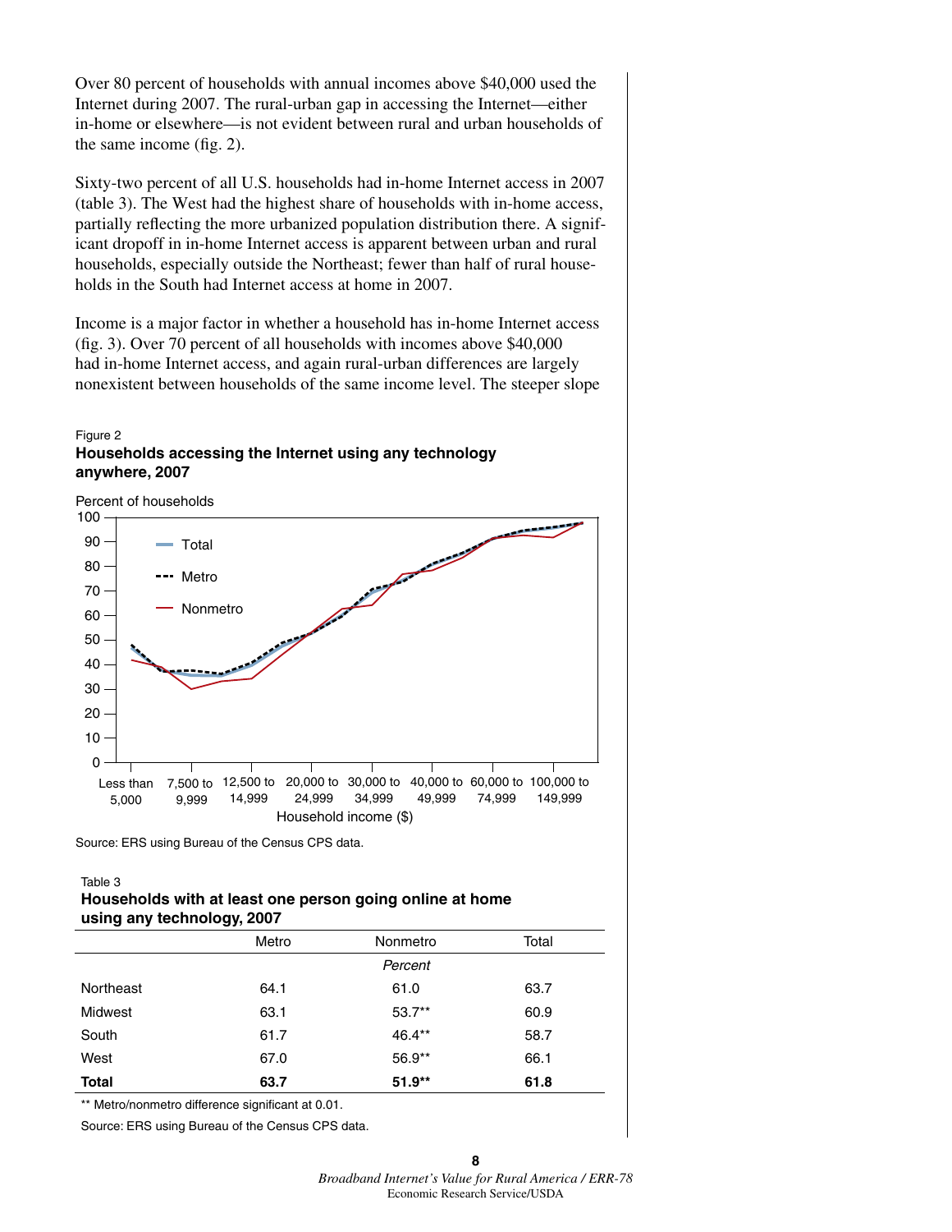Over 80 percent of households with annual incomes above $40,000 used the Internet during 2007. The rural-urban gap in accessing the Internet—either in-home or elsewhere—is not evident between rural and urban households of the same income (fig. 2).

Sixty-two percent of all U.S. households had in-home Internet access in 2007 (table 3). The West had the highest share of households with in-home access, partially reflecting the more urbanized population distribution there. A significant dropoff in in-home Internet access is apparent between urban and rural households, especially outside the Northeast; fewer than half of rural households in the South had Internet access at home in 2007.

Income is a major factor in whether a household has in-home Internet access (fig. 3). Over 70 percent of all households with incomes above $40,000 had in-home Internet access, and again rural-urban differences are largely nonexistent between households of the same income level. The steeper slope

Figure 2

**Households accessing the Internet using any technology anywhere, 2007**

Source: ERS using Bureau of the Census CPS data.

Table 3

**Households with at least one person going online at home using any technology, 2007**

| | Metro | Nonmetro | Total |
|---|---|---|---|
| | | *Percent* | |
| Northeast | 64.1 | 61.0 | 63.7 |
| Midwest | 63.1 | 53.7** | 60.9 |
| South | 61.7 | 46.4** | 58.7 |
| West | 67.0 | 56.9** | 66.1 |
| **Total** | **63.7** | **51.9**** | **61.8** |

** Metro/nonmetro difference significant at 0.01.

Source: ERS using Bureau of the Census CPS data.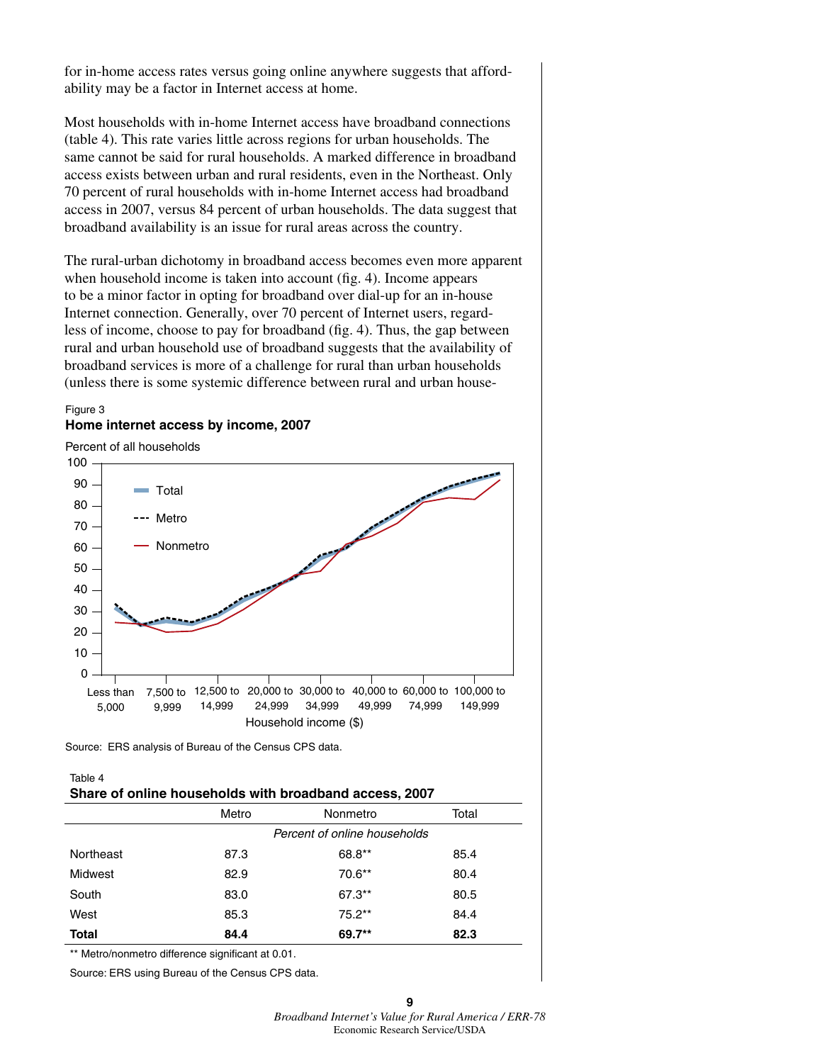for in-home access rates versus going online anywhere suggests that affordability may be a factor in Internet access at home.

Most households with in-home Internet access have broadband connections (table 4). This rate varies little across regions for urban households. The same cannot be said for rural households. A marked difference in broadband access exists between urban and rural residents, even in the Northeast. Only 70 percent of rural households with in-home Internet access had broadband access in 2007, versus 84 percent of urban households. The data suggest that broadband availability is an issue for rural areas across the country.

The rural-urban dichotomy in broadband access becomes even more apparent when household income is taken into account (fig. 4). Income appears to be a minor factor in opting for broadband over dial-up for an in-house Internet connection. Generally, over 70 percent of Internet users, regardless of income, choose to pay for broadband (fig. 4). Thus, the gap between rural and urban household use of broadband suggests that the availability of broadband services is more of a challenge for rural than urban households (unless there is some systemic difference between rural and urban house-

Figure 3

**Home internet access by income, 2007**

Source: ERS analysis of Bureau of the Census CPS data.

Table 4

**Share of online households with broadband access, 2007**

| | Metro | Nonmetro | Total |
|---|---|---|---|
| | | *Percent of online households* | |
| Northeast | 87.3 | 68.8** | 85.4 |
| Midwest | 82.9 | 70.6** | 80.4 |
| South | 83.0 | 67.3** | 80.5 |
| West | 85.3 | 75.2** | 84.4 |
| **Total** | **84.4** | **69.7**** | **82.3** |

** Metro/nonmetro difference significant at 0.01.

Source: ERS using Bureau of the Census CPS data.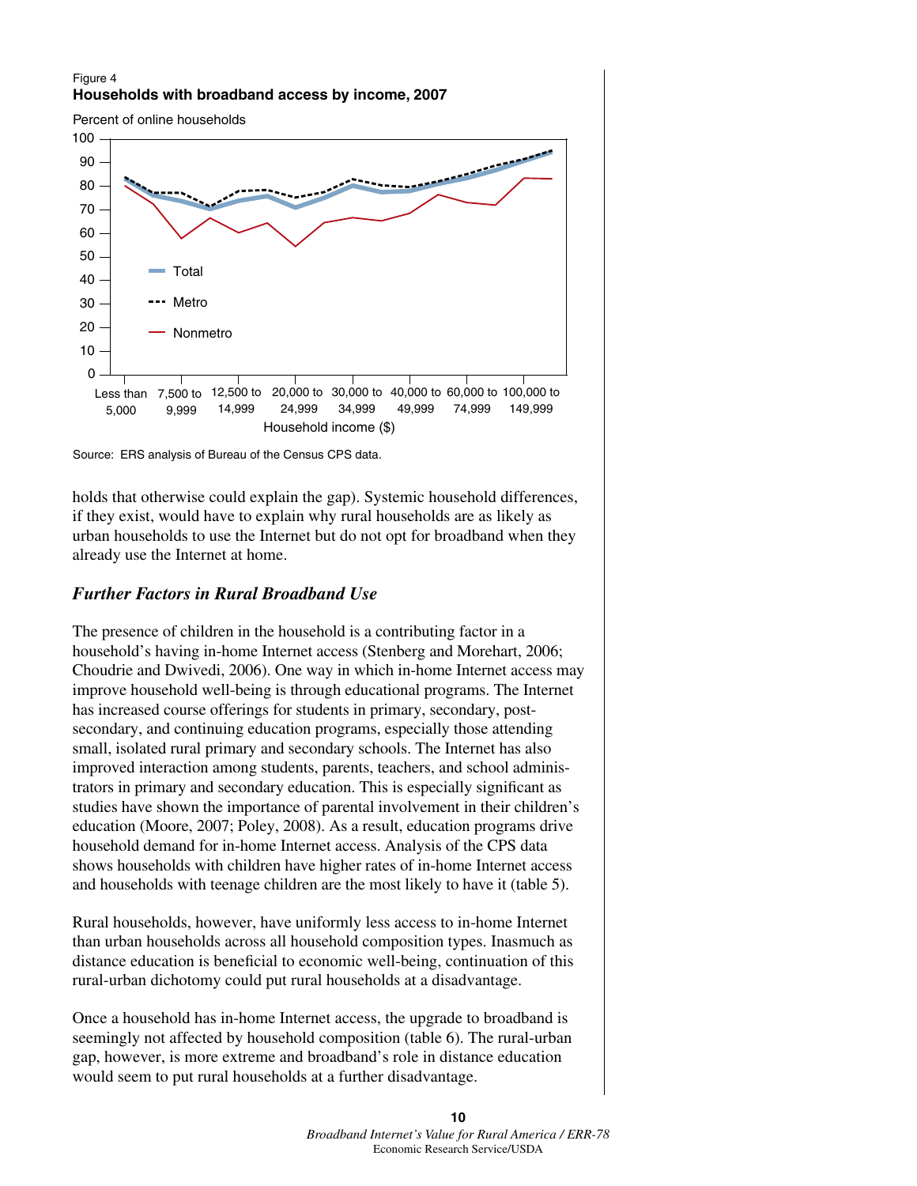Figure 4
**Households with broadband access by income, 2007**

Percent of online households

Source: ERS analysis of Bureau of the Census CPS data.

holds that otherwise could explain the gap). Systemic household differences, if they exist, would have to explain why rural households are as likely as urban households to use the Internet but do not opt for broadband when they already use the Internet at home.

### *Further Factors in Rural Broadband Use*

The presence of children in the household is a contributing factor in a household's having in-home Internet access (Stenberg and Morehart, 2006; Choudrie and Dwivedi, 2006). One way in which in-home Internet access may improve household well-being is through educational programs. The Internet has increased course offerings for students in primary, secondary, post-secondary, and continuing education programs, especially those attending small, isolated rural primary and secondary schools. The Internet has also improved interaction among students, parents, teachers, and school administrators in primary and secondary education. This is especially significant as studies have shown the importance of parental involvement in their children's education (Moore, 2007; Poley, 2008). As a result, education programs drive household demand for in-home Internet access. Analysis of the CPS data shows households with children have higher rates of in-home Internet access and households with teenage children are the most likely to have it (table 5).

Rural households, however, have uniformly less access to in-home Internet than urban households across all household composition types. Inasmuch as distance education is beneficial to economic well-being, continuation of this rural-urban dichotomy could put rural households at a disadvantage.

Once a household has in-home Internet access, the upgrade to broadband is seemingly not affected by household composition (table 6). The rural-urban gap, however, is more extreme and broadband's role in distance education would seem to put rural households at a further disadvantage.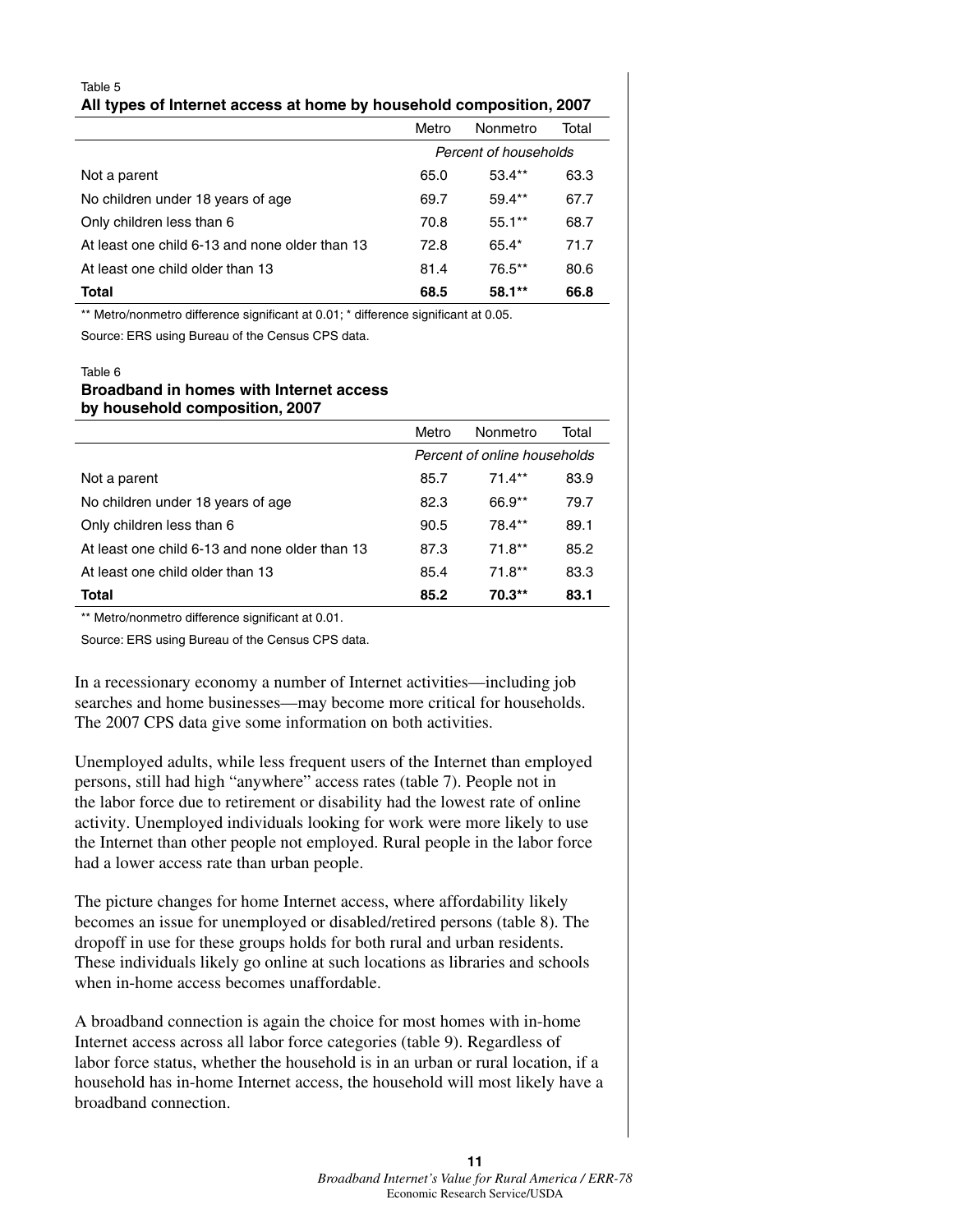Table 5

**All types of Internet access at home by household composition, 2007**

| | Metro | Nonmetro | Total |
|---|---|---|---|
| | *Percent of households* | | |
| Not a parent | 65.0 | 53.4** | 63.3 |
| No children under 18 years of age | 69.7 | 59.4** | 67.7 |
| Only children less than 6 | 70.8 | 55.1** | 68.7 |
| At least one child 6-13 and none older than 13 | 72.8 | 65.4* | 71.7 |
| At least one child older than 13 | 81.4 | 76.5** | 80.6 |
| **Total** | **68.5** | **58.1**** | **66.8** |

** Metro/nonmetro difference significant at 0.01; * difference significant at 0.05.

Source: ERS using Bureau of the Census CPS data.

Table 6

**Broadband in homes with Internet access by household composition, 2007**

| | Metro | Nonmetro | Total |
|---|---|---|---|
| | *Percent of online households* | | |
| Not a parent | 85.7 | 71.4** | 83.9 |
| No children under 18 years of age | 82.3 | 66.9** | 79.7 |
| Only children less than 6 | 90.5 | 78.4** | 89.1 |
| At least one child 6-13 and none older than 13 | 87.3 | 71.8** | 85.2 |
| At least one child older than 13 | 85.4 | 71.8** | 83.3 |
| **Total** | **85.2** | **70.3**** | **83.1** |

** Metro/nonmetro difference significant at 0.01.

Source: ERS using Bureau of the Census CPS data.

In a recessionary economy a number of Internet activities—including job searches and home businesses—may become more critical for households. The 2007 CPS data give some information on both activities.

Unemployed adults, while less frequent users of the Internet than employed persons, still had high "anywhere" access rates (table 7). People not in the labor force due to retirement or disability had the lowest rate of online activity. Unemployed individuals looking for work were more likely to use the Internet than other people not employed. Rural people in the labor force had a lower access rate than urban people.

The picture changes for home Internet access, where affordability likely becomes an issue for unemployed or disabled/retired persons (table 8). The dropoff in use for these groups holds for both rural and urban residents. These individuals likely go online at such locations as libraries and schools when in-home access becomes unaffordable.

A broadband connection is again the choice for most homes with in-home Internet access across all labor force categories (table 9). Regardless of labor force status, whether the household is in an urban or rural location, if a household has in-home Internet access, the household will most likely have a broadband connection.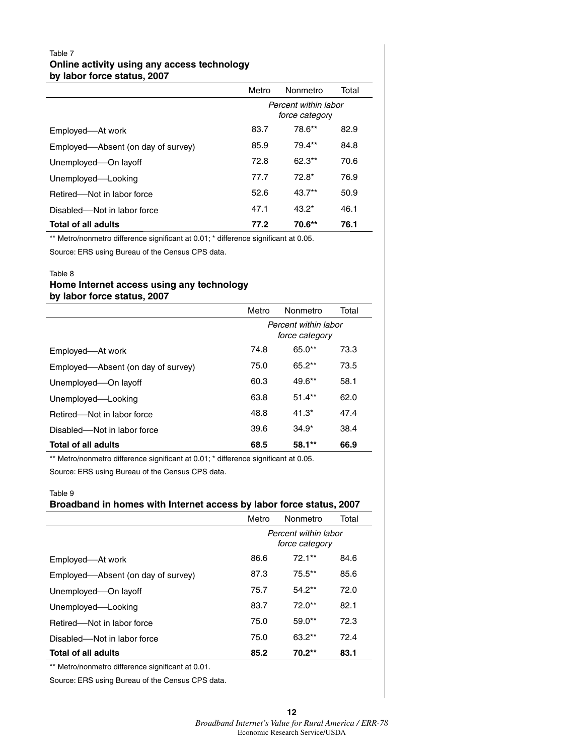Table 7

**Online activity using any access technology by labor force status, 2007**

| | Metro | Nonmetro | Total |
|---|---|---|---|
| | *Percent within labor force category* | | |
| Employed—At work | 83.7 | 78.6** | 82.9 |
| Employed—Absent (on day of survey) | 85.9 | 79.4** | 84.8 |
| Unemployed—On layoff | 72.8 | 62.3** | 70.6 |
| Unemployed—Looking | 77.7 | 72.8* | 76.9 |
| Retired—Not in labor force | 52.6 | 43.7** | 50.9 |
| Disabled—Not in labor force | 47.1 | 43.2* | 46.1 |
| **Total of all adults** | **77.2** | **70.6**** | **76.1** |

** Metro/nonmetro difference significant at 0.01; * difference significant at 0.05.

Source: ERS using Bureau of the Census CPS data.

Table 8

**Home Internet access using any technology by labor force status, 2007**

| | Metro | Nonmetro | Total |
|---|---|---|---|
| | *Percent within labor force category* | | |
| Employed—At work | 74.8 | 65.0** | 73.3 |
| Employed—Absent (on day of survey) | 75.0 | 65.2** | 73.5 |
| Unemployed—On layoff | 60.3 | 49.6** | 58.1 |
| Unemployed—Looking | 63.8 | 51.4** | 62.0 |
| Retired—Not in labor force | 48.8 | 41.3* | 47.4 |
| Disabled—Not in labor force | 39.6 | 34.9* | 38.4 |
| **Total of all adults** | **68.5** | **58.1**** | **66.9** |

** Metro/nonmetro difference significant at 0.01; * difference significant at 0.05.

Source: ERS using Bureau of the Census CPS data.

Table 9

**Broadband in homes with Internet access by labor force status, 2007**

| | Metro | Nonmetro | Total |
|---|---|---|---|
| | *Percent within labor force category* | | |
| Employed—At work | 86.6 | 72.1** | 84.6 |
| Employed—Absent (on day of survey) | 87.3 | 75.5** | 85.6 |
| Unemployed—On layoff | 75.7 | 54.2** | 72.0 |
| Unemployed—Looking | 83.7 | 72.0** | 82.1 |
| Retired—Not in labor force | 75.0 | 59.0** | 72.3 |
| Disabled—Not in labor force | 75.0 | 63.2** | 72.4 |
| **Total of all adults** | **85.2** | **70.2**** | **83.1** |

** Metro/nonmetro difference significant at 0.01.

Source: ERS using Bureau of the Census CPS data.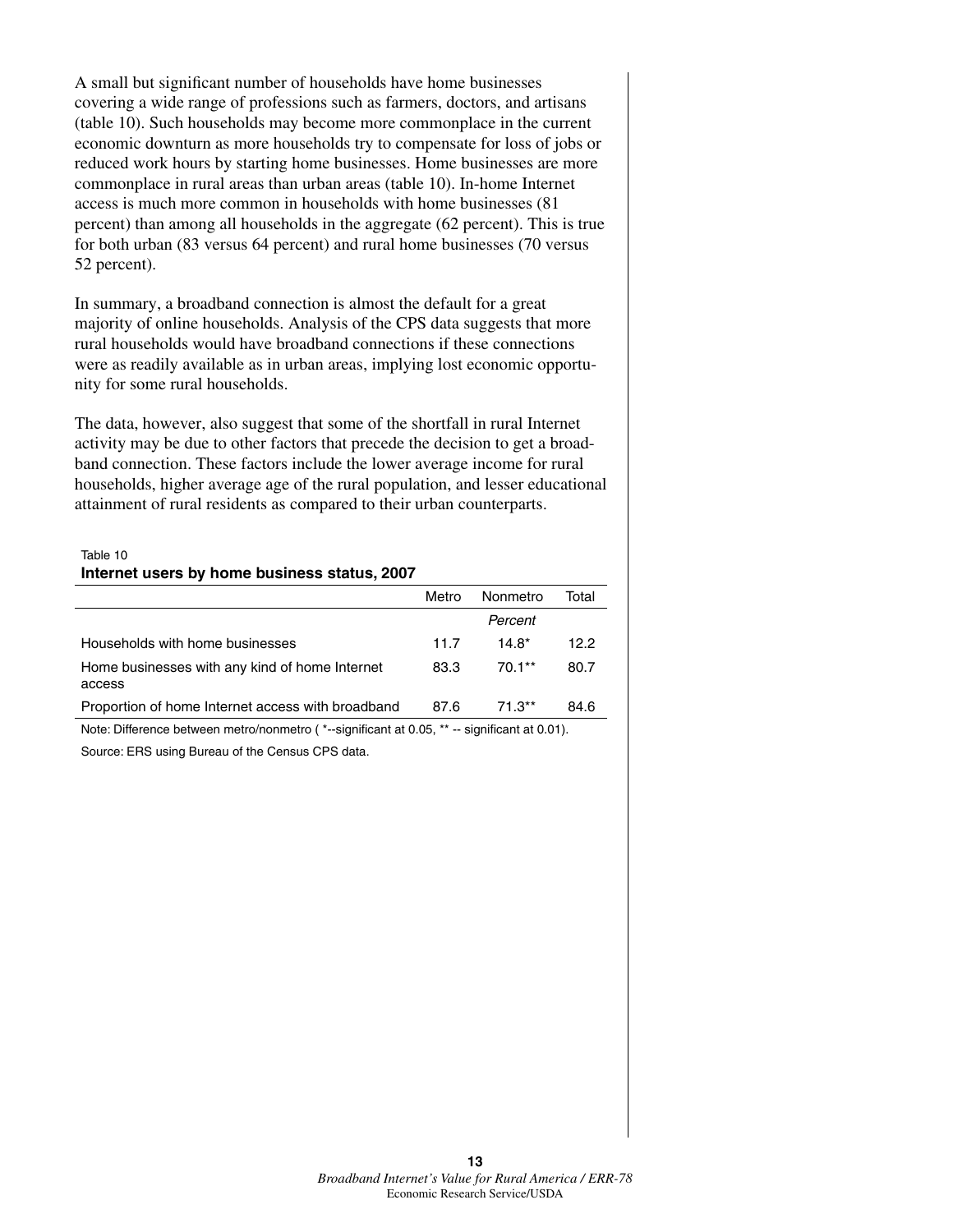A small but significant number of households have home businesses covering a wide range of professions such as farmers, doctors, and artisans (table 10). Such households may become more commonplace in the current economic downturn as more households try to compensate for loss of jobs or reduced work hours by starting home businesses. Home businesses are more commonplace in rural areas than urban areas (table 10). In-home Internet access is much more common in households with home businesses (81 percent) than among all households in the aggregate (62 percent). This is true for both urban (83 versus 64 percent) and rural home businesses (70 versus 52 percent).

In summary, a broadband connection is almost the default for a great majority of online households. Analysis of the CPS data suggests that more rural households would have broadband connections if these connections were as readily available as in urban areas, implying lost economic opportunity for some rural households.

The data, however, also suggest that some of the shortfall in rural Internet activity may be due to other factors that precede the decision to get a broadband connection. These factors include the lower average income for rural households, higher average age of the rural population, and lesser educational attainment of rural residents as compared to their urban counterparts.

Table 10

**Internet users by home business status, 2007**

| | Metro | Nonmetro | Total |
|---|---|---|---|
| | | *Percent* | |
| Households with home businesses | 11.7 | 14.8* | 12.2 |
| Home businesses with any kind of home Internet access | 83.3 | 70.1** | 80.7 |
| Proportion of home Internet access with broadband | 87.6 | 71.3** | 84.6 |

Note: Difference between metro/nonmetro ( *--significant at 0.05, ** -- significant at 0.01).

Source: ERS using Bureau of the Census CPS data.